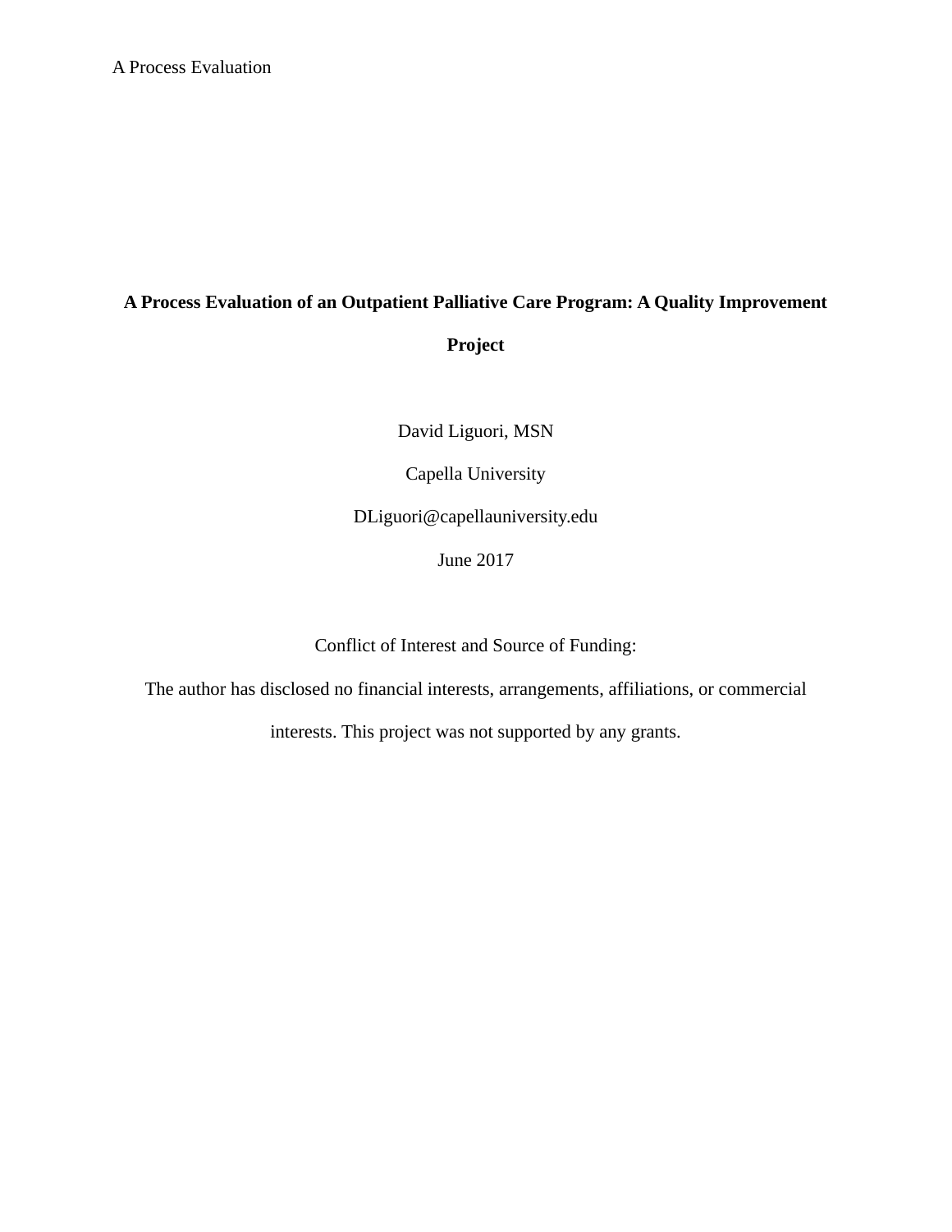# A Process Evaluation of an Outpatient Palliative Care Program: A Quality Improvement Project

David Liguori, MSN

Capella University

DLiguori@capellauniversity.edu

June 2017

Conflict of Interest and Source of Funding:

The author has disclosed no financial interests, arrangements, affiliations, or commercial interests. This project was not supported by any grants.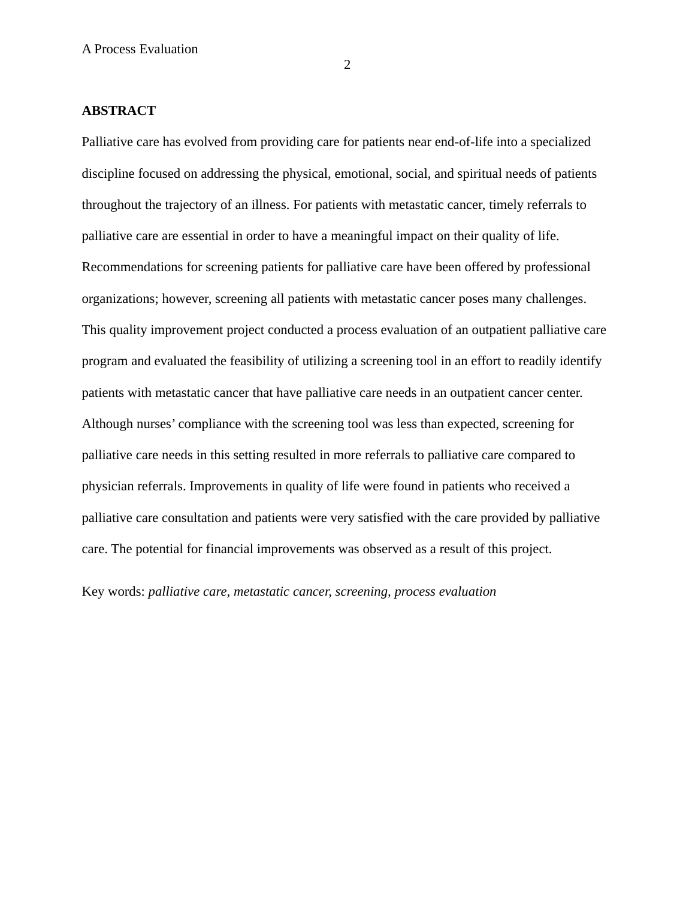## ABSTRACT

Palliative care has evolved from providing care for patients near end-of-life into a specialized discipline focused on addressing the physical, emotional, social, and spiritual needs of patients throughout the trajectory of an illness. For patients with metastatic cancer, timely referrals to palliative care are essential in order to have a meaningful impact on their quality of life. Recommendations for screening patients for palliative care have been offered by professional organizations; however, screening all patients with metastatic cancer poses many challenges. This quality improvement project conducted a process evaluation of an outpatient palliative care program and evaluated the feasibility of utilizing a screening tool in an effort to readily identify patients with metastatic cancer that have palliative care needs in an outpatient cancer center. Although nurses' compliance with the screening tool was less than expected, screening for palliative care needs in this setting resulted in more referrals to palliative care compared to physician referrals. Improvements in quality of life were found in patients who received a palliative care consultation and patients were very satisfied with the care provided by palliative care. The potential for financial improvements was observed as a result of this project.

Key words: *palliative care, metastatic cancer, screening, process evaluation*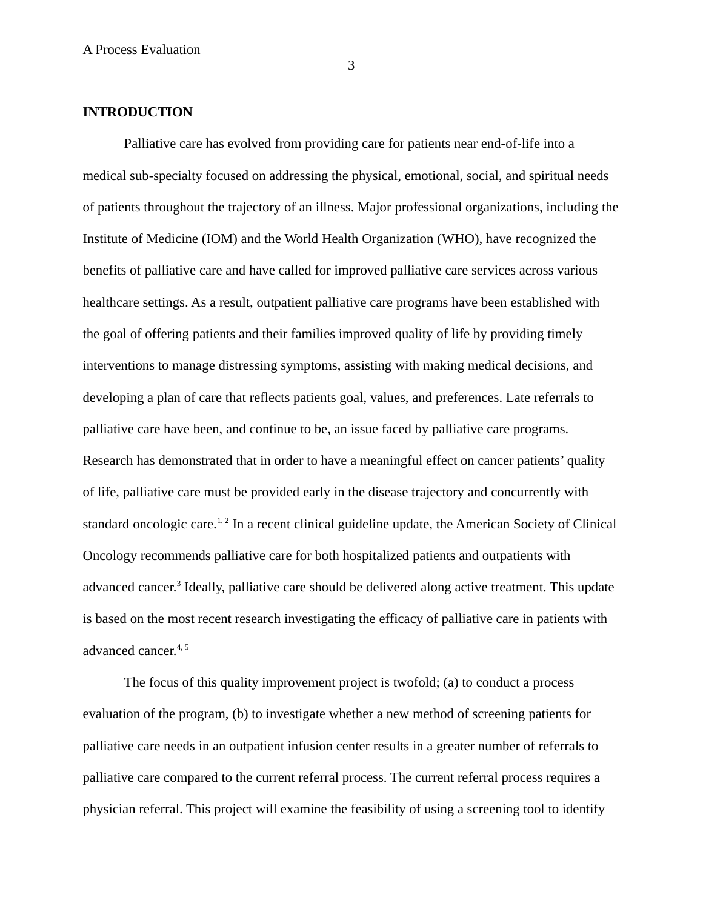**INTRODUCTION**

Palliative care has evolved from providing care for patients near end-of-life into a medical sub-specialty focused on addressing the physical, emotional, social, and spiritual needs of patients throughout the trajectory of an illness. Major professional organizations, including the Institute of Medicine (IOM) and the World Health Organization (WHO), have recognized the benefits of palliative care and have called for improved palliative care services across various healthcare settings. As a result, outpatient palliative care programs have been established with the goal of offering patients and their families improved quality of life by providing timely interventions to manage distressing symptoms, assisting with making medical decisions, and developing a plan of care that reflects patients goal, values, and preferences. Late referrals to palliative care have been, and continue to be, an issue faced by palliative care programs. Research has demonstrated that in order to have a meaningful effect on cancer patients' quality of life, palliative care must be provided early in the disease trajectory and concurrently with standard oncologic care.[1, 2] In a recent clinical guideline update, the American Society of Clinical Oncology recommends palliative care for both hospitalized patients and outpatients with advanced cancer.[3] Ideally, palliative care should be delivered along active treatment. This update is based on the most recent research investigating the efficacy of palliative care in patients with advanced cancer.[4, 5]

The focus of this quality improvement project is twofold; (a) to conduct a process evaluation of the program, (b) to investigate whether a new method of screening patients for palliative care needs in an outpatient infusion center results in a greater number of referrals to palliative care compared to the current referral process. The current referral process requires a physician referral. This project will examine the feasibility of using a screening tool to identify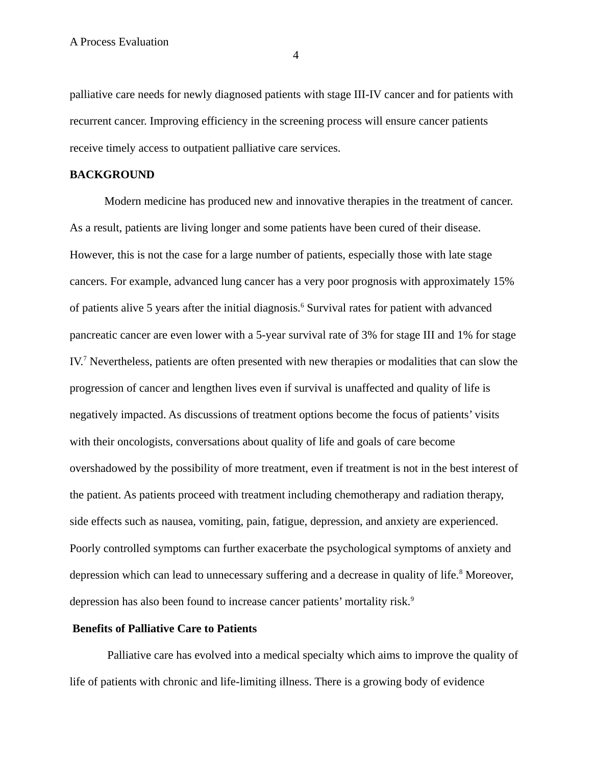palliative care needs for newly diagnosed patients with stage III-IV cancer and for patients with recurrent cancer. Improving efficiency in the screening process will ensure cancer patients receive timely access to outpatient palliative care services.

## BACKGROUND

Modern medicine has produced new and innovative therapies in the treatment of cancer. As a result, patients are living longer and some patients have been cured of their disease. However, this is not the case for a large number of patients, especially those with late stage cancers. For example, advanced lung cancer has a very poor prognosis with approximately 15% of patients alive 5 years after the initial diagnosis.[6] Survival rates for patient with advanced pancreatic cancer are even lower with a 5-year survival rate of 3% for stage III and 1% for stage IV.[7] Nevertheless, patients are often presented with new therapies or modalities that can slow the progression of cancer and lengthen lives even if survival is unaffected and quality of life is negatively impacted. As discussions of treatment options become the focus of patients' visits with their oncologists, conversations about quality of life and goals of care become overshadowed by the possibility of more treatment, even if treatment is not in the best interest of the patient. As patients proceed with treatment including chemotherapy and radiation therapy, side effects such as nausea, vomiting, pain, fatigue, depression, and anxiety are experienced. Poorly controlled symptoms can further exacerbate the psychological symptoms of anxiety and depression which can lead to unnecessary suffering and a decrease in quality of life.[8] Moreover, depression has also been found to increase cancer patients' mortality risk.[9]

### Benefits of Palliative Care to Patients

Palliative care has evolved into a medical specialty which aims to improve the quality of life of patients with chronic and life-limiting illness. There is a growing body of evidence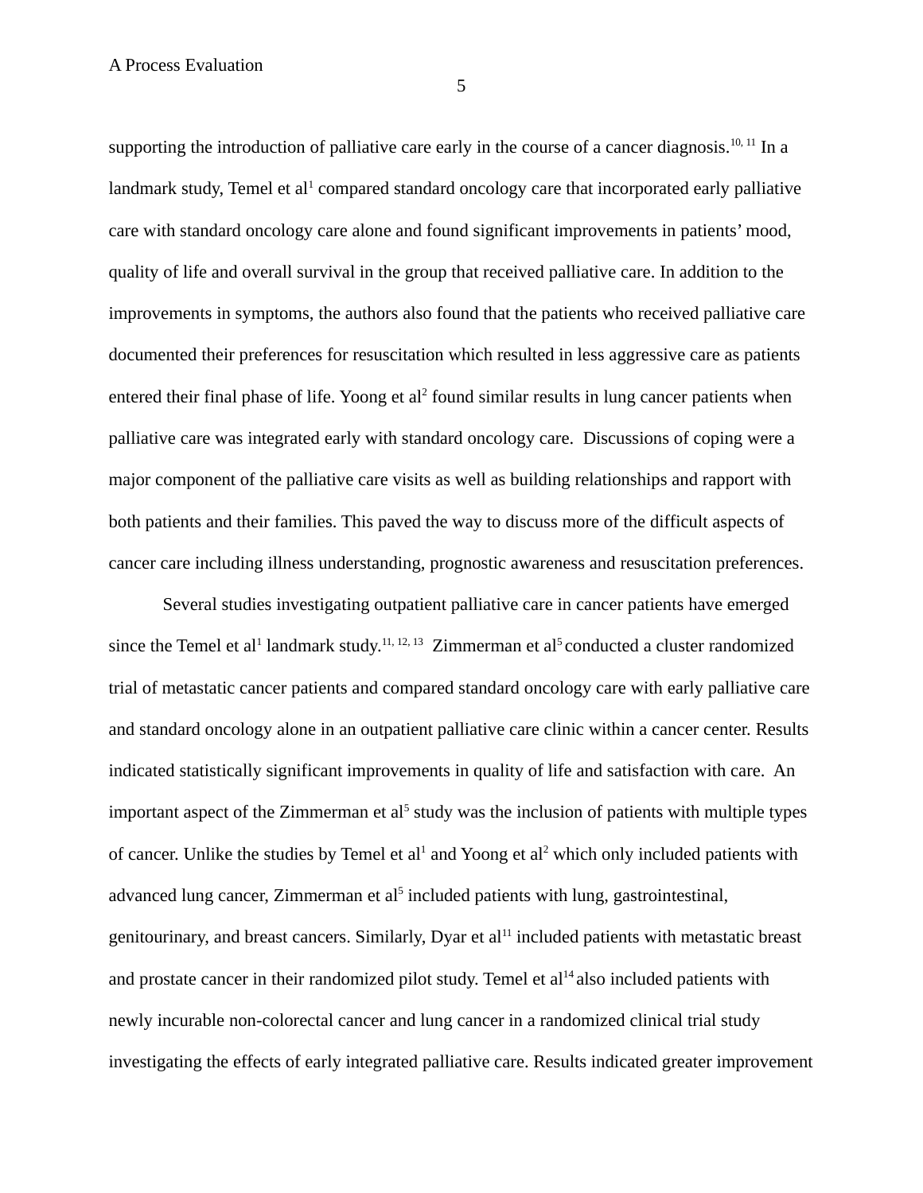supporting the introduction of palliative care early in the course of a cancer diagnosis.[10, 11] In a landmark study, Temel et al[1] compared standard oncology care that incorporated early palliative care with standard oncology care alone and found significant improvements in patients' mood, quality of life and overall survival in the group that received palliative care. In addition to the improvements in symptoms, the authors also found that the patients who received palliative care documented their preferences for resuscitation which resulted in less aggressive care as patients entered their final phase of life. Yoong et al[2] found similar results in lung cancer patients when palliative care was integrated early with standard oncology care.  Discussions of coping were a major component of the palliative care visits as well as building relationships and rapport with both patients and their families. This paved the way to discuss more of the difficult aspects of cancer care including illness understanding, prognostic awareness and resuscitation preferences.

Several studies investigating outpatient palliative care in cancer patients have emerged since the Temel et al[1] landmark study.[11, 12, 13]  Zimmerman et al[5] conducted a cluster randomized trial of metastatic cancer patients and compared standard oncology care with early palliative care and standard oncology alone in an outpatient palliative care clinic within a cancer center. Results indicated statistically significant improvements in quality of life and satisfaction with care.  An important aspect of the Zimmerman et al[5] study was the inclusion of patients with multiple types of cancer. Unlike the studies by Temel et al[1] and Yoong et al[2] which only included patients with advanced lung cancer, Zimmerman et al[5] included patients with lung, gastrointestinal, genitourinary, and breast cancers. Similarly, Dyar et al[11] included patients with metastatic breast and prostate cancer in their randomized pilot study. Temel et al[14] also included patients with newly incurable non-colorectal cancer and lung cancer in a randomized clinical trial study investigating the effects of early integrated palliative care. Results indicated greater improvement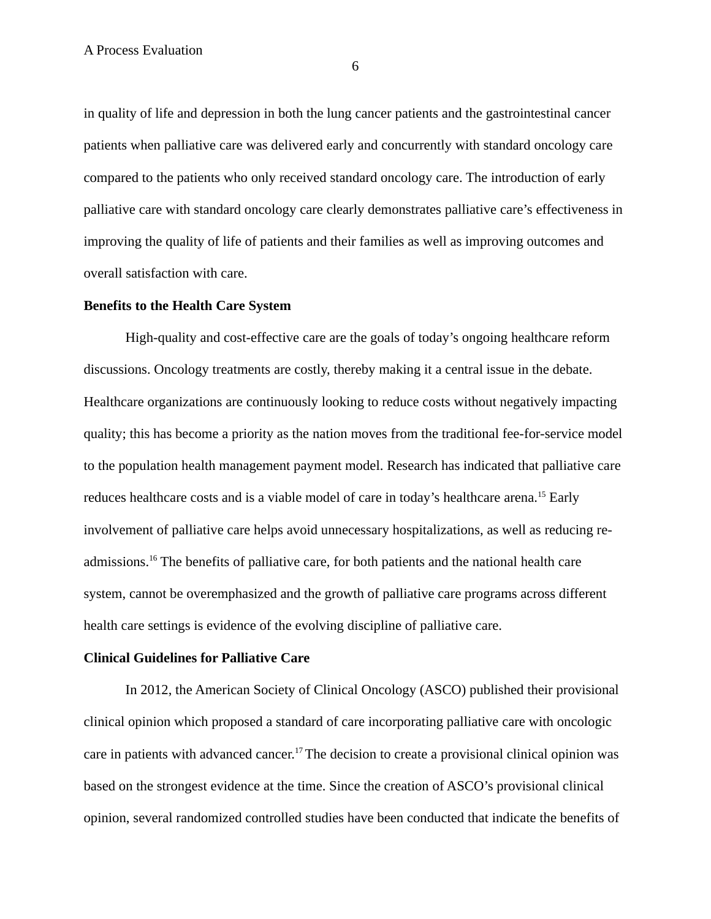in quality of life and depression in both the lung cancer patients and the gastrointestinal cancer patients when palliative care was delivered early and concurrently with standard oncology care compared to the patients who only received standard oncology care. The introduction of early palliative care with standard oncology care clearly demonstrates palliative care's effectiveness in improving the quality of life of patients and their families as well as improving outcomes and overall satisfaction with care.

**Benefits to the Health Care System**

High-quality and cost-effective care are the goals of today's ongoing healthcare reform discussions. Oncology treatments are costly, thereby making it a central issue in the debate. Healthcare organizations are continuously looking to reduce costs without negatively impacting quality; this has become a priority as the nation moves from the traditional fee-for-service model to the population health management payment model. Research has indicated that palliative care reduces healthcare costs and is a viable model of care in today's healthcare arena.[15] Early involvement of palliative care helps avoid unnecessary hospitalizations, as well as reducing re-admissions.[16] The benefits of palliative care, for both patients and the national health care system, cannot be overemphasized and the growth of palliative care programs across different health care settings is evidence of the evolving discipline of palliative care.

**Clinical Guidelines for Palliative Care**

In 2012, the American Society of Clinical Oncology (ASCO) published their provisional clinical opinion which proposed a standard of care incorporating palliative care with oncologic care in patients with advanced cancer.[17] The decision to create a provisional clinical opinion was based on the strongest evidence at the time. Since the creation of ASCO's provisional clinical opinion, several randomized controlled studies have been conducted that indicate the benefits of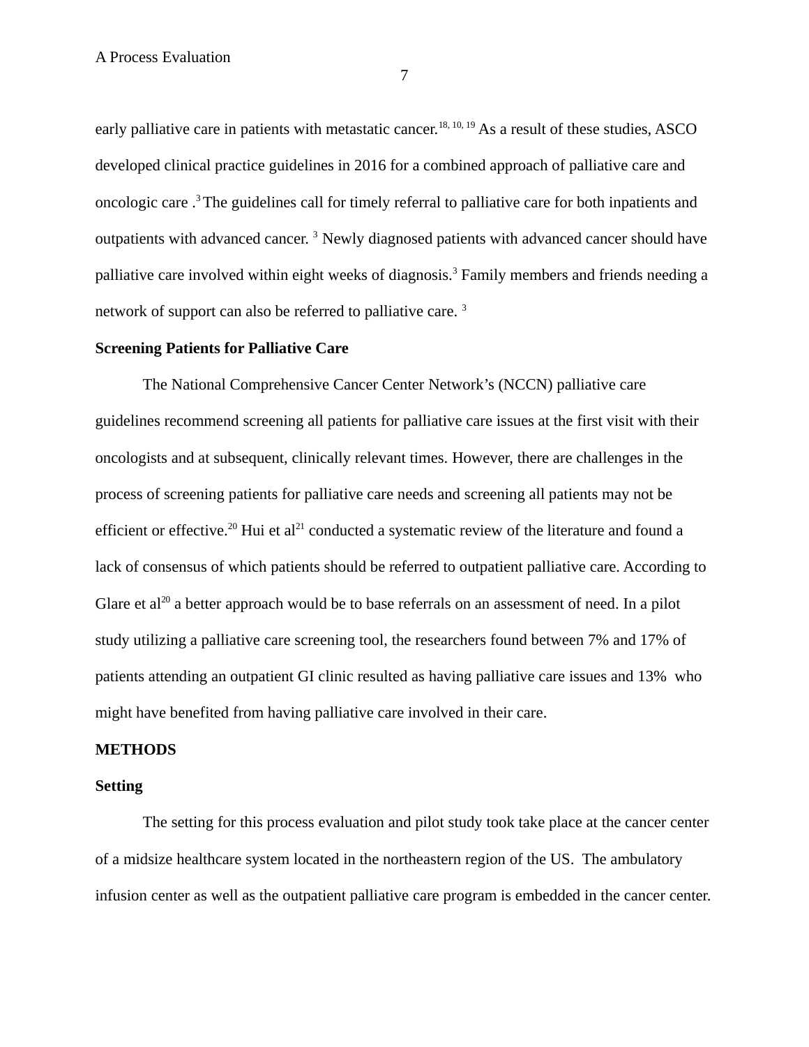early palliative care in patients with metastatic cancer.[18, 10, 19] As a result of these studies, ASCO developed clinical practice guidelines in 2016 for a combined approach of palliative care and oncologic care .[3] The guidelines call for timely referral to palliative care for both inpatients and outpatients with advanced cancer. [3] Newly diagnosed patients with advanced cancer should have palliative care involved within eight weeks of diagnosis.[3] Family members and friends needing a network of support can also be referred to palliative care. [3]

**Screening Patients for Palliative Care**

The National Comprehensive Cancer Center Network's (NCCN) palliative care guidelines recommend screening all patients for palliative care issues at the first visit with their oncologists and at subsequent, clinically relevant times. However, there are challenges in the process of screening patients for palliative care needs and screening all patients may not be efficient or effective.[20] Hui et al[21] conducted a systematic review of the literature and found a lack of consensus of which patients should be referred to outpatient palliative care. According to Glare et al[20] a better approach would be to base referrals on an assessment of need. In a pilot study utilizing a palliative care screening tool, the researchers found between 7% and 17% of patients attending an outpatient GI clinic resulted as having palliative care issues and 13% who might have benefited from having palliative care involved in their care.

## METHODS

**Setting**

The setting for this process evaluation and pilot study took take place at the cancer center of a midsize healthcare system located in the northeastern region of the US. The ambulatory infusion center as well as the outpatient palliative care program is embedded in the cancer center.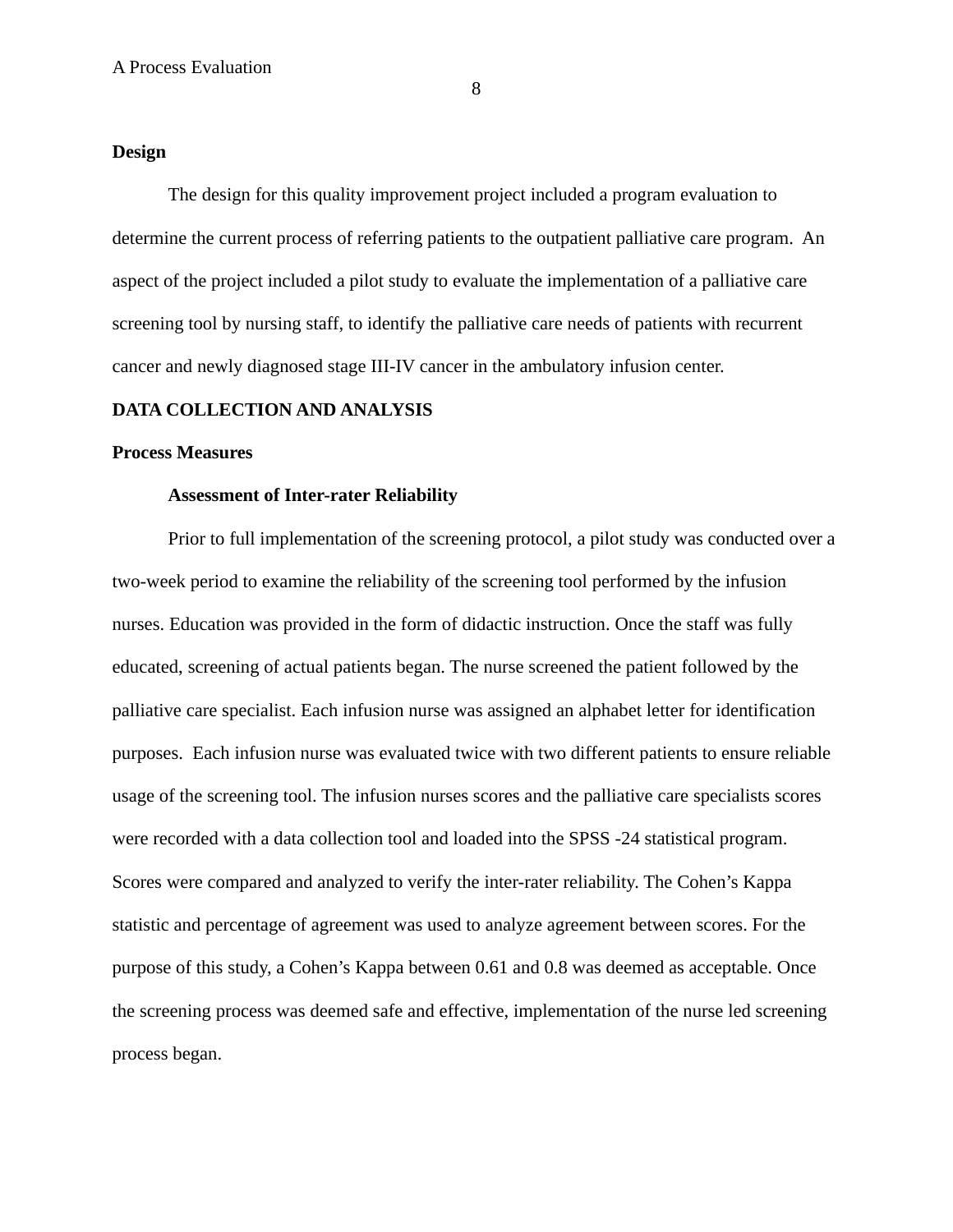**Design**

The design for this quality improvement project included a program evaluation to determine the current process of referring patients to the outpatient palliative care program. An aspect of the project included a pilot study to evaluate the implementation of a palliative care screening tool by nursing staff, to identify the palliative care needs of patients with recurrent cancer and newly diagnosed stage III-IV cancer in the ambulatory infusion center.

## DATA COLLECTION AND ANALYSIS

**Process Measures**

**Assessment of Inter-rater Reliability**

Prior to full implementation of the screening protocol, a pilot study was conducted over a two-week period to examine the reliability of the screening tool performed by the infusion nurses. Education was provided in the form of didactic instruction. Once the staff was fully educated, screening of actual patients began. The nurse screened the patient followed by the palliative care specialist. Each infusion nurse was assigned an alphabet letter for identification purposes. Each infusion nurse was evaluated twice with two different patients to ensure reliable usage of the screening tool. The infusion nurses scores and the palliative care specialists scores were recorded with a data collection tool and loaded into the SPSS -24 statistical program. Scores were compared and analyzed to verify the inter-rater reliability. The Cohen's Kappa statistic and percentage of agreement was used to analyze agreement between scores. For the purpose of this study, a Cohen's Kappa between 0.61 and 0.8 was deemed as acceptable. Once the screening process was deemed safe and effective, implementation of the nurse led screening process began.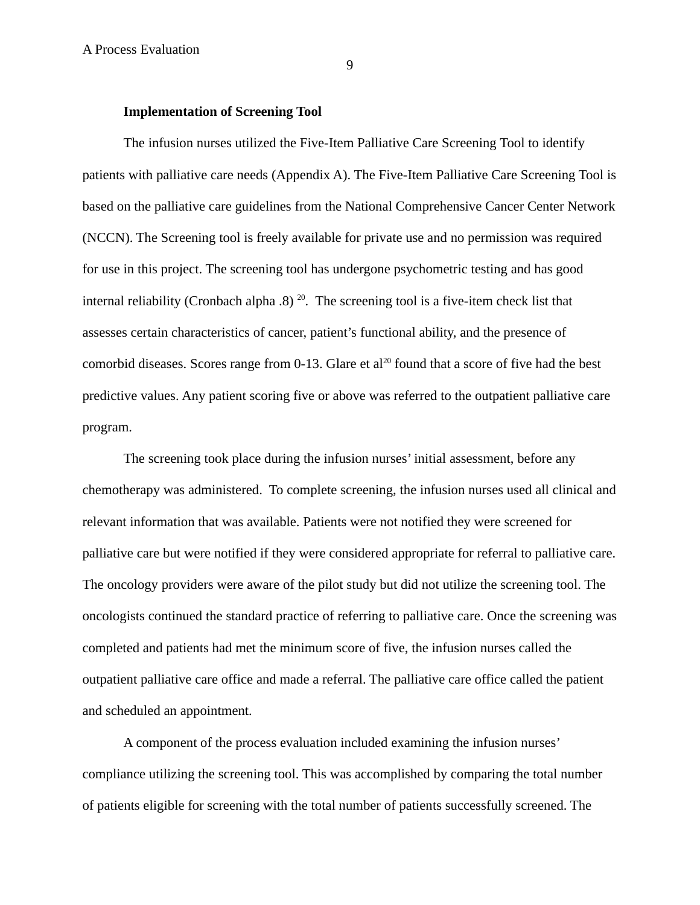**Implementation of Screening Tool**

The infusion nurses utilized the Five-Item Palliative Care Screening Tool to identify patients with palliative care needs (Appendix A). The Five-Item Palliative Care Screening Tool is based on the palliative care guidelines from the National Comprehensive Cancer Center Network (NCCN). The Screening tool is freely available for private use and no permission was required for use in this project. The screening tool has undergone psychometric testing and has good internal reliability (Cronbach alpha .8) [20]. The screening tool is a five-item check list that assesses certain characteristics of cancer, patient's functional ability, and the presence of comorbid diseases. Scores range from 0-13. Glare et al[20] found that a score of five had the best predictive values. Any patient scoring five or above was referred to the outpatient palliative care program.

The screening took place during the infusion nurses' initial assessment, before any chemotherapy was administered. To complete screening, the infusion nurses used all clinical and relevant information that was available. Patients were not notified they were screened for palliative care but were notified if they were considered appropriate for referral to palliative care. The oncology providers were aware of the pilot study but did not utilize the screening tool. The oncologists continued the standard practice of referring to palliative care. Once the screening was completed and patients had met the minimum score of five, the infusion nurses called the outpatient palliative care office and made a referral. The palliative care office called the patient and scheduled an appointment.

A component of the process evaluation included examining the infusion nurses' compliance utilizing the screening tool. This was accomplished by comparing the total number of patients eligible for screening with the total number of patients successfully screened. The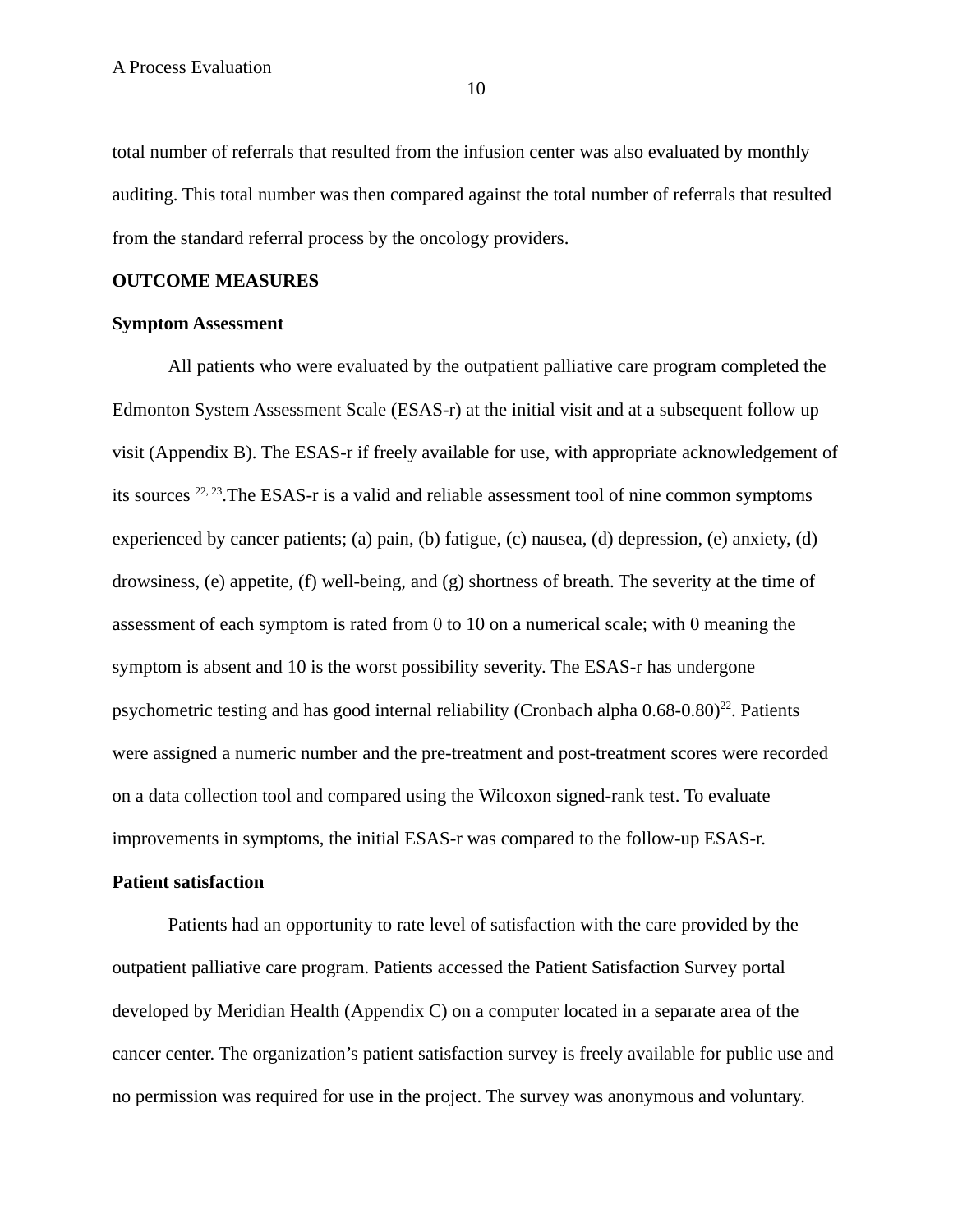total number of referrals that resulted from the infusion center was also evaluated by monthly auditing. This total number was then compared against the total number of referrals that resulted from the standard referral process by the oncology providers.

## OUTCOME MEASURES

### Symptom Assessment

All patients who were evaluated by the outpatient palliative care program completed the Edmonton System Assessment Scale (ESAS-r) at the initial visit and at a subsequent follow up visit (Appendix B). The ESAS-r if freely available for use, with appropriate acknowledgement of its sources [22, 23].The ESAS-r is a valid and reliable assessment tool of nine common symptoms experienced by cancer patients; (a) pain, (b) fatigue, (c) nausea, (d) depression, (e) anxiety, (d) drowsiness, (e) appetite, (f) well-being, and (g) shortness of breath. The severity at the time of assessment of each symptom is rated from 0 to 10 on a numerical scale; with 0 meaning the symptom is absent and 10 is the worst possibility severity. The ESAS-r has undergone psychometric testing and has good internal reliability (Cronbach alpha 0.68-0.80)[22]. Patients were assigned a numeric number and the pre-treatment and post-treatment scores were recorded on a data collection tool and compared using the Wilcoxon signed-rank test. To evaluate improvements in symptoms, the initial ESAS-r was compared to the follow-up ESAS-r.

### Patient satisfaction

Patients had an opportunity to rate level of satisfaction with the care provided by the outpatient palliative care program. Patients accessed the Patient Satisfaction Survey portal developed by Meridian Health (Appendix C) on a computer located in a separate area of the cancer center. The organization's patient satisfaction survey is freely available for public use and no permission was required for use in the project. The survey was anonymous and voluntary.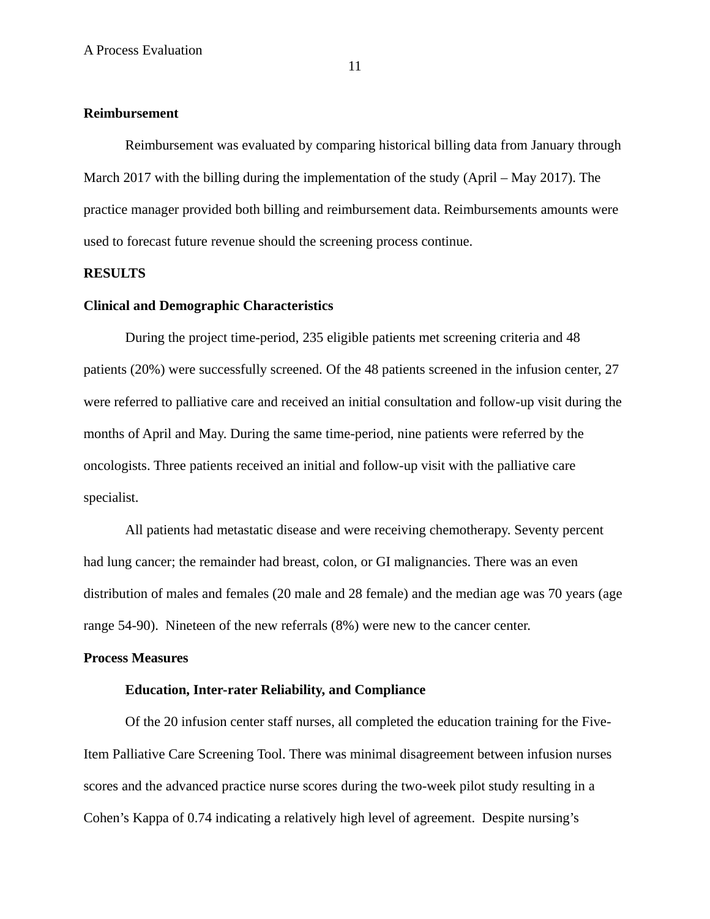## Reimbursement

Reimbursement was evaluated by comparing historical billing data from January through March 2017 with the billing during the implementation of the study (April – May 2017). The practice manager provided both billing and reimbursement data. Reimbursements amounts were used to forecast future revenue should the screening process continue.

## RESULTS

## Clinical and Demographic Characteristics

During the project time-period, 235 eligible patients met screening criteria and 48 patients (20%) were successfully screened. Of the 48 patients screened in the infusion center, 27 were referred to palliative care and received an initial consultation and follow-up visit during the months of April and May. During the same time-period, nine patients were referred by the oncologists. Three patients received an initial and follow-up visit with the palliative care specialist.

All patients had metastatic disease and were receiving chemotherapy. Seventy percent had lung cancer; the remainder had breast, colon, or GI malignancies. There was an even distribution of males and females (20 male and 28 female) and the median age was 70 years (age range 54-90). Nineteen of the new referrals (8%) were new to the cancer center.

## Process Measures

### Education, Inter-rater Reliability, and Compliance

Of the 20 infusion center staff nurses, all completed the education training for the Five-Item Palliative Care Screening Tool. There was minimal disagreement between infusion nurses scores and the advanced practice nurse scores during the two-week pilot study resulting in a Cohen's Kappa of 0.74 indicating a relatively high level of agreement. Despite nursing's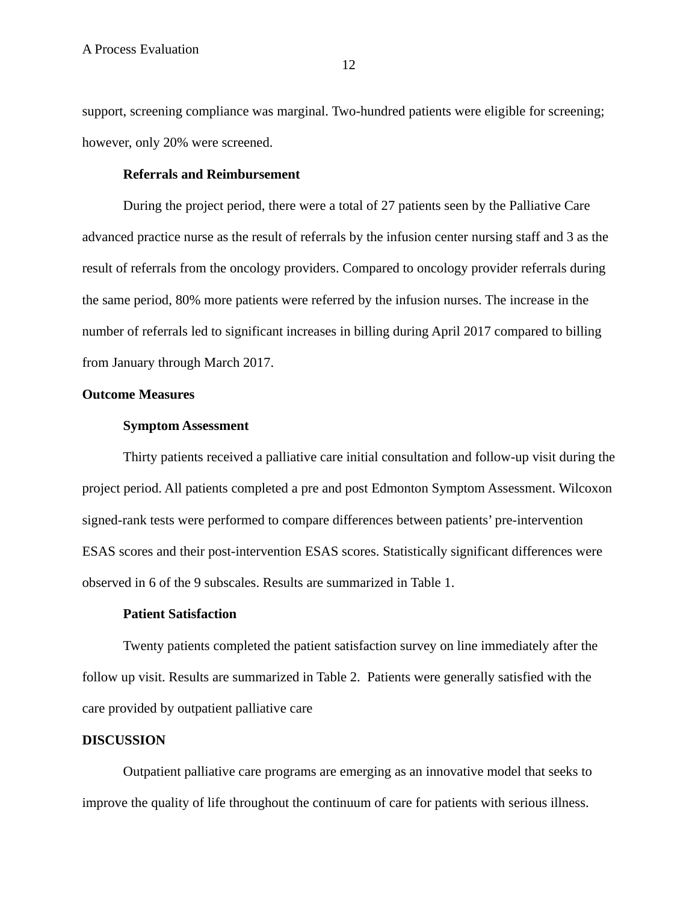support, screening compliance was marginal. Two-hundred patients were eligible for screening; however, only 20% were screened.

### Referrals and Reimbursement

During the project period, there were a total of 27 patients seen by the Palliative Care advanced practice nurse as the result of referrals by the infusion center nursing staff and 3 as the result of referrals from the oncology providers. Compared to oncology provider referrals during the same period, 80% more patients were referred by the infusion nurses. The increase in the number of referrals led to significant increases in billing during April 2017 compared to billing from January through March 2017.

## Outcome Measures

### Symptom Assessment

Thirty patients received a palliative care initial consultation and follow-up visit during the project period. All patients completed a pre and post Edmonton Symptom Assessment. Wilcoxon signed-rank tests were performed to compare differences between patients' pre-intervention ESAS scores and their post-intervention ESAS scores. Statistically significant differences were observed in 6 of the 9 subscales. Results are summarized in Table 1.

### Patient Satisfaction

Twenty patients completed the patient satisfaction survey on line immediately after the follow up visit. Results are summarized in Table 2. Patients were generally satisfied with the care provided by outpatient palliative care

## DISCUSSION

Outpatient palliative care programs are emerging as an innovative model that seeks to improve the quality of life throughout the continuum of care for patients with serious illness.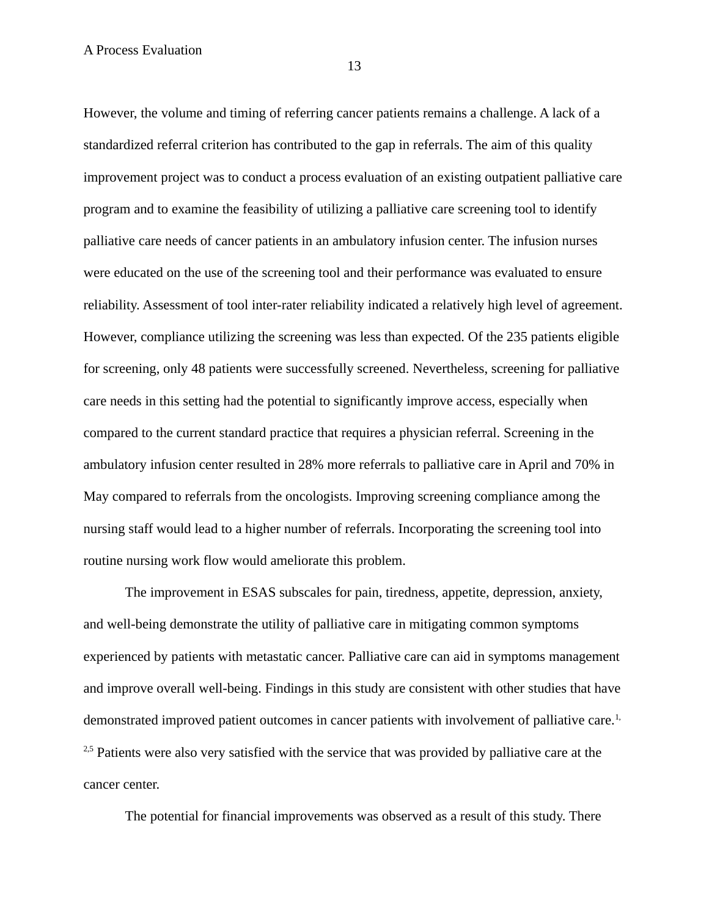However, the volume and timing of referring cancer patients remains a challenge. A lack of a standardized referral criterion has contributed to the gap in referrals. The aim of this quality improvement project was to conduct a process evaluation of an existing outpatient palliative care program and to examine the feasibility of utilizing a palliative care screening tool to identify palliative care needs of cancer patients in an ambulatory infusion center. The infusion nurses were educated on the use of the screening tool and their performance was evaluated to ensure reliability. Assessment of tool inter-rater reliability indicated a relatively high level of agreement. However, compliance utilizing the screening was less than expected. Of the 235 patients eligible for screening, only 48 patients were successfully screened. Nevertheless, screening for palliative care needs in this setting had the potential to significantly improve access, especially when compared to the current standard practice that requires a physician referral. Screening in the ambulatory infusion center resulted in 28% more referrals to palliative care in April and 70% in May compared to referrals from the oncologists. Improving screening compliance among the nursing staff would lead to a higher number of referrals. Incorporating the screening tool into routine nursing work flow would ameliorate this problem.

The improvement in ESAS subscales for pain, tiredness, appetite, depression, anxiety, and well-being demonstrate the utility of palliative care in mitigating common symptoms experienced by patients with metastatic cancer. Palliative care can aid in symptoms management and improve overall well-being. Findings in this study are consistent with other studies that have demonstrated improved patient outcomes in cancer patients with involvement of palliative care.[1,2,5] Patients were also very satisfied with the service that was provided by palliative care at the cancer center.

The potential for financial improvements was observed as a result of this study. There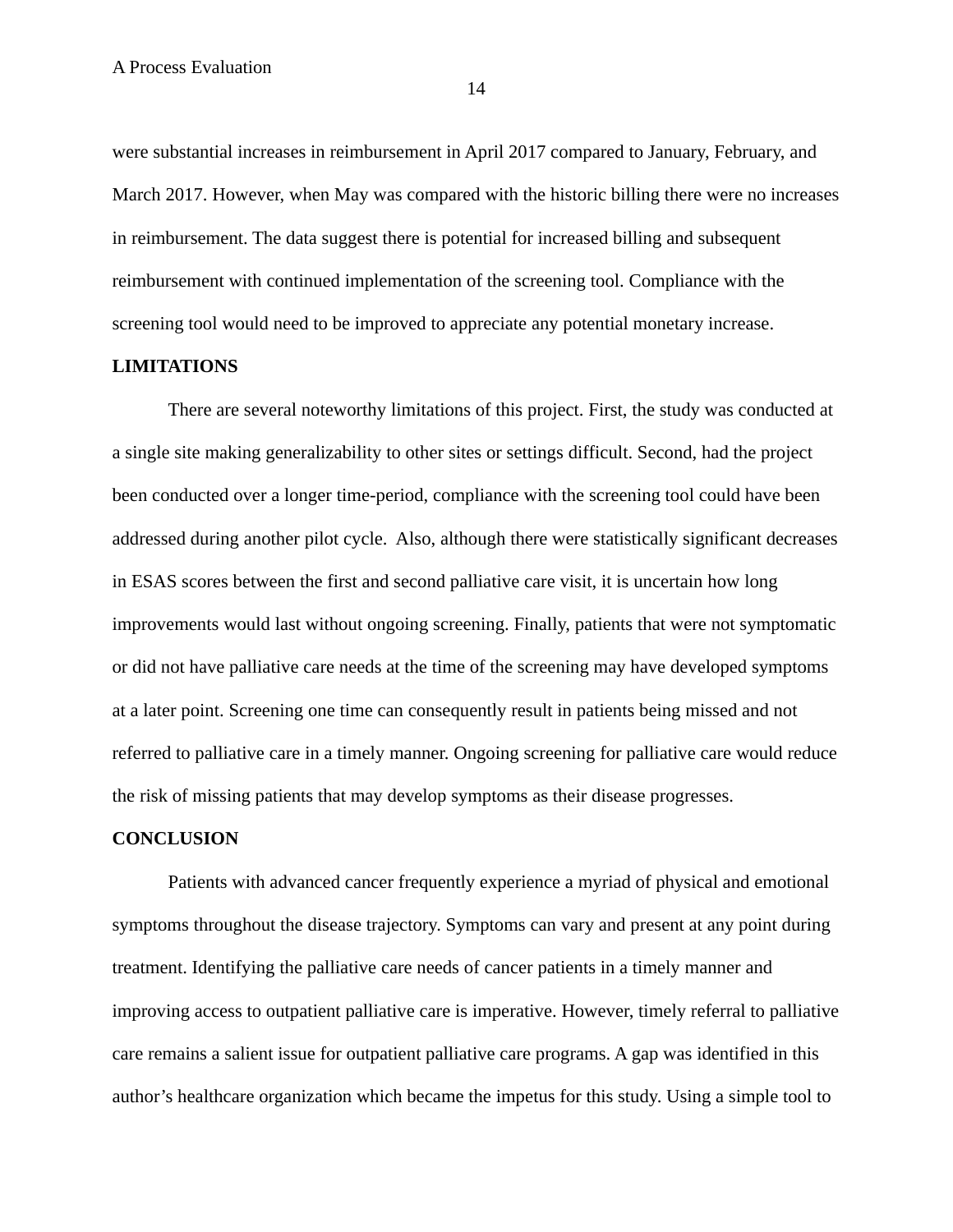were substantial increases in reimbursement in April 2017 compared to January, February, and March 2017. However, when May was compared with the historic billing there were no increases in reimbursement. The data suggest there is potential for increased billing and subsequent reimbursement with continued implementation of the screening tool. Compliance with the screening tool would need to be improved to appreciate any potential monetary increase.

## LIMITATIONS

There are several noteworthy limitations of this project. First, the study was conducted at a single site making generalizability to other sites or settings difficult. Second, had the project been conducted over a longer time-period, compliance with the screening tool could have been addressed during another pilot cycle. Also, although there were statistically significant decreases in ESAS scores between the first and second palliative care visit, it is uncertain how long improvements would last without ongoing screening. Finally, patients that were not symptomatic or did not have palliative care needs at the time of the screening may have developed symptoms at a later point. Screening one time can consequently result in patients being missed and not referred to palliative care in a timely manner. Ongoing screening for palliative care would reduce the risk of missing patients that may develop symptoms as their disease progresses.

## CONCLUSION

Patients with advanced cancer frequently experience a myriad of physical and emotional symptoms throughout the disease trajectory. Symptoms can vary and present at any point during treatment. Identifying the palliative care needs of cancer patients in a timely manner and improving access to outpatient palliative care is imperative. However, timely referral to palliative care remains a salient issue for outpatient palliative care programs. A gap was identified in this author's healthcare organization which became the impetus for this study. Using a simple tool to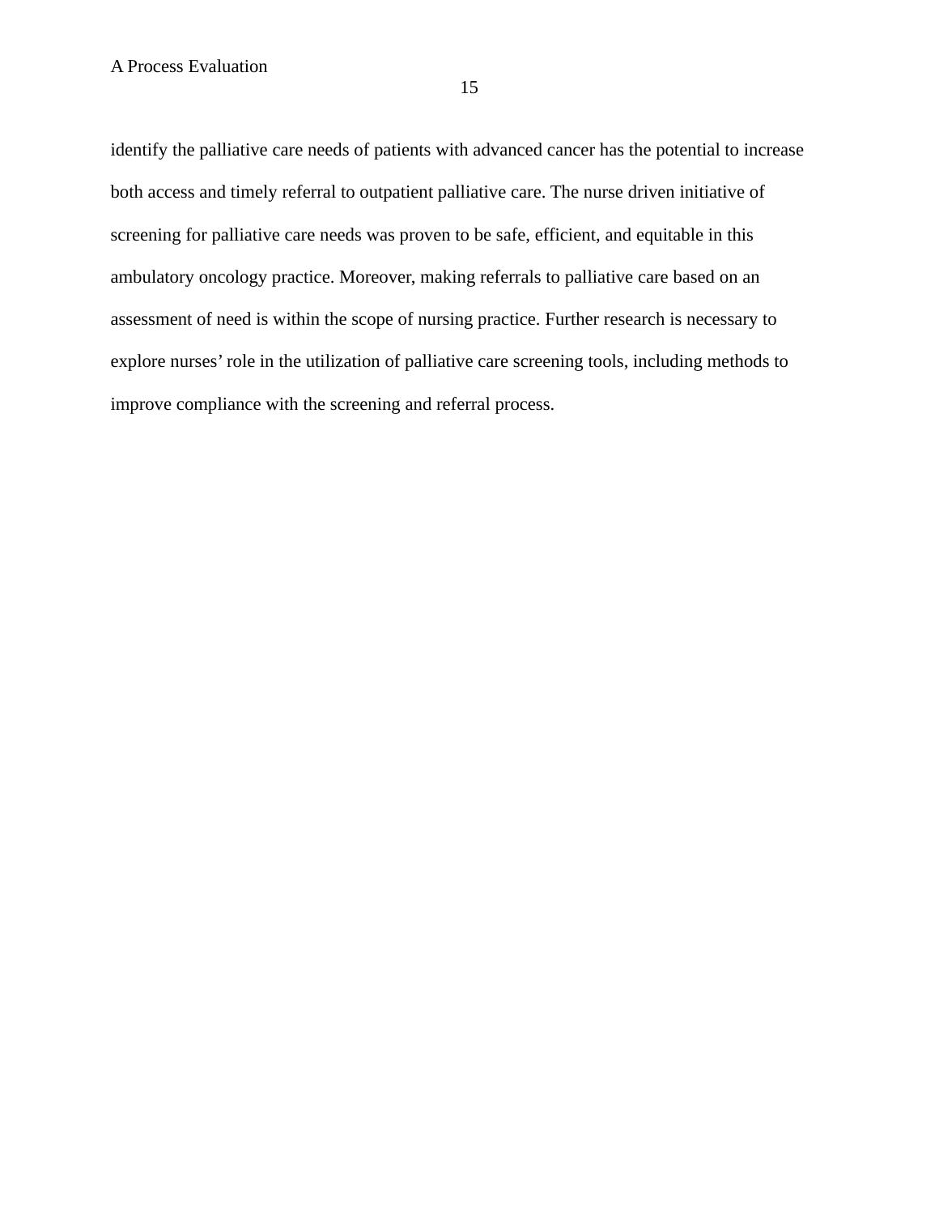identify the palliative care needs of patients with advanced cancer has the potential to increase both access and timely referral to outpatient palliative care. The nurse driven initiative of screening for palliative care needs was proven to be safe, efficient, and equitable in this ambulatory oncology practice. Moreover, making referrals to palliative care based on an assessment of need is within the scope of nursing practice. Further research is necessary to explore nurses' role in the utilization of palliative care screening tools, including methods to improve compliance with the screening and referral process.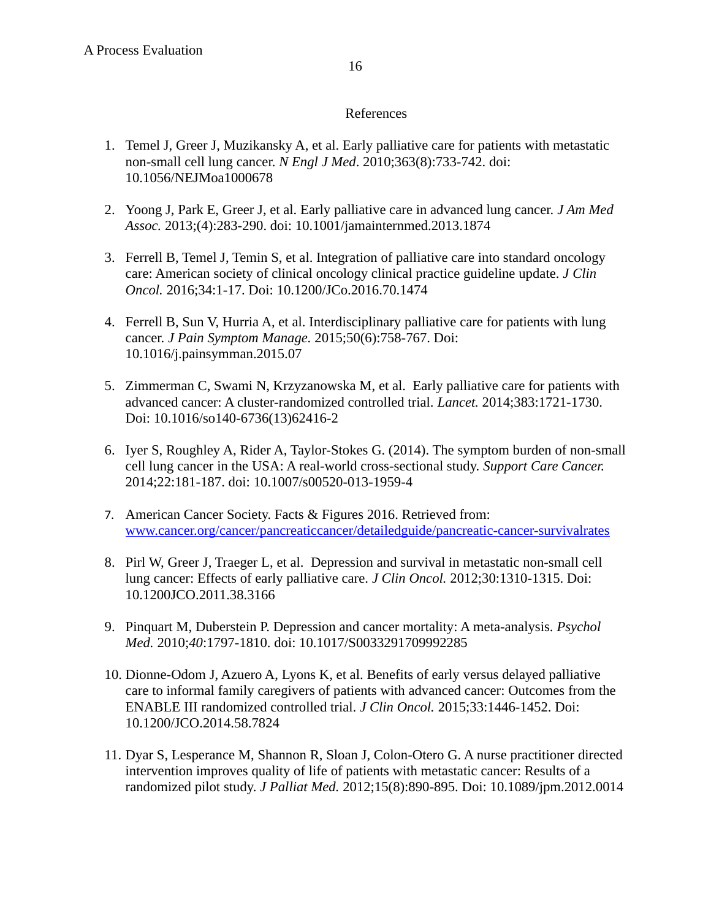# References

1. Temel J, Greer J, Muzikansky A, et al. Early palliative care for patients with metastatic non-small cell lung cancer. *N Engl J Med*. 2010;363(8):733-742. doi: 10.1056/NEJMoa1000678

2. Yoong J, Park E, Greer J, et al. Early palliative care in advanced lung cancer. *J Am Med Assoc.* 2013;(4):283-290. doi: 10.1001/jamainternmed.2013.1874

3. Ferrell B, Temel J, Temin S, et al. Integration of palliative care into standard oncology care: American society of clinical oncology clinical practice guideline update. *J Clin Oncol.* 2016;34:1-17. Doi: 10.1200/JCo.2016.70.1474

4. Ferrell B, Sun V, Hurria A, et al. Interdisciplinary palliative care for patients with lung cancer. *J Pain Symptom Manage.* 2015;50(6):758-767. Doi: 10.1016/j.painsymman.2015.07

5. Zimmerman C, Swami N, Krzyzanowska M, et al. Early palliative care for patients with advanced cancer: A cluster-randomized controlled trial. *Lancet.* 2014;383:1721-1730. Doi: 10.1016/so140-6736(13)62416-2

6. Iyer S, Roughley A, Rider A, Taylor-Stokes G. (2014). The symptom burden of non-small cell lung cancer in the USA: A real-world cross-sectional study. *Support Care Cancer.* 2014;22:181-187. doi: 10.1007/s00520-013-1959-4

7. American Cancer Society. Facts & Figures 2016. Retrieved from: [www.cancer.org/cancer/pancreaticcancer/detailedguide/pancreatic-cancer-survivalrates](www.cancer.org/cancer/pancreaticcancer/detailedguide/pancreatic-cancer-survivalrates)

8. Pirl W, Greer J, Traeger L, et al. Depression and survival in metastatic non-small cell lung cancer: Effects of early palliative care. *J Clin Oncol.* 2012;30:1310-1315. Doi: 10.1200JCO.2011.38.3166

9. Pinquart M, Duberstein P. Depression and cancer mortality: A meta-analysis. *Psychol Med.* 2010;*40*:1797-1810. doi: 10.1017/S0033291709992285

10. Dionne-Odom J, Azuero A, Lyons K, et al. Benefits of early versus delayed palliative care to informal family caregivers of patients with advanced cancer: Outcomes from the ENABLE III randomized controlled trial. *J Clin Oncol.* 2015;33:1446-1452. Doi: 10.1200/JCO.2014.58.7824

11. Dyar S, Lesperance M, Shannon R, Sloan J, Colon-Otero G. A nurse practitioner directed intervention improves quality of life of patients with metastatic cancer: Results of a randomized pilot study. *J Palliat Med.* 2012;15(8):890-895. Doi: 10.1089/jpm.2012.0014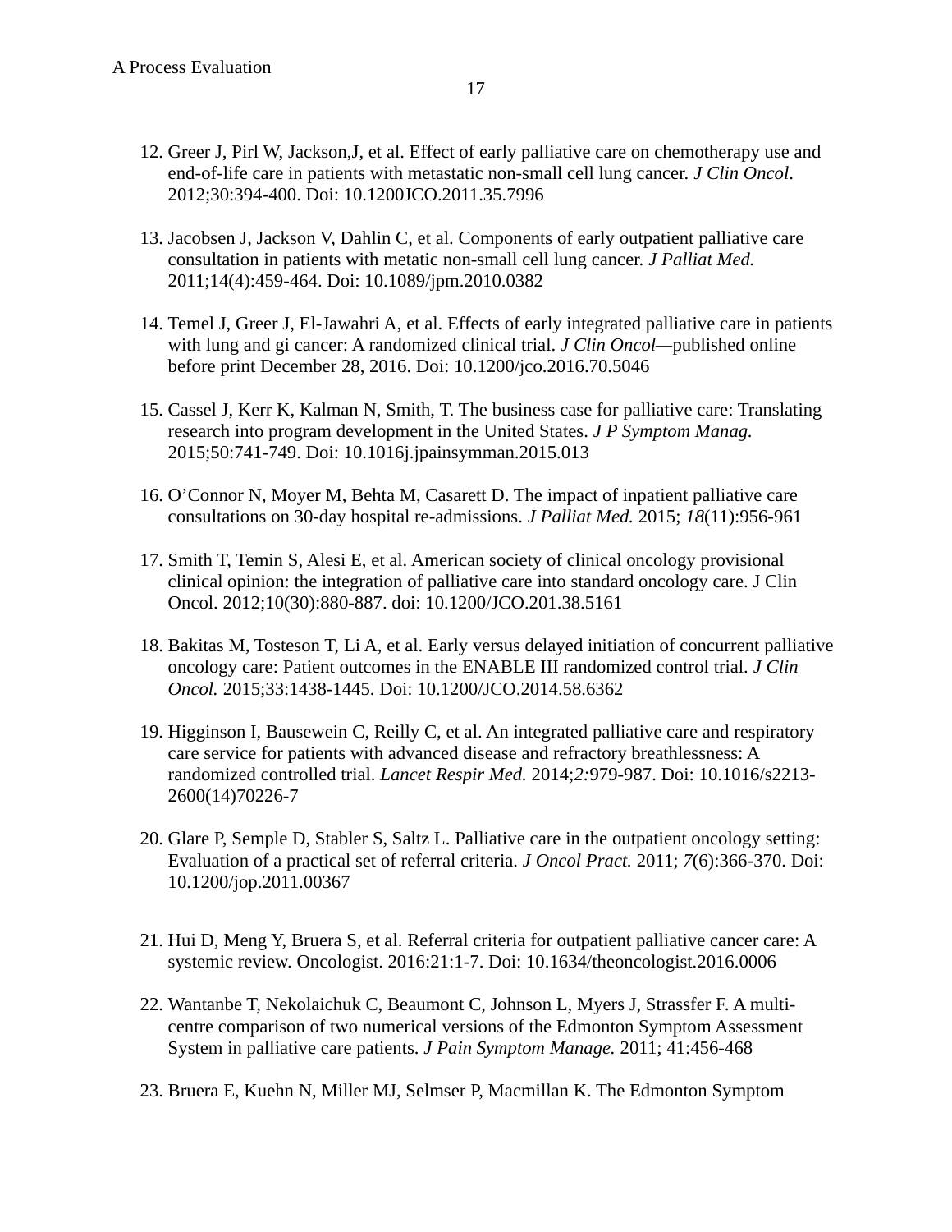12. Greer J, Pirl W, Jackson,J, et al. Effect of early palliative care on chemotherapy use and end-of-life care in patients with metastatic non-small cell lung cancer. *J Clin Oncol*. 2012;30:394-400. Doi: 10.1200JCO.2011.35.7996

13. Jacobsen J, Jackson V, Dahlin C, et al. Components of early outpatient palliative care consultation in patients with metatic non-small cell lung cancer. *J Palliat Med.* 2011;14(4):459-464. Doi: 10.1089/jpm.2010.0382

14. Temel J, Greer J, El-Jawahri A, et al. Effects of early integrated palliative care in patients with lung and gi cancer: A randomized clinical trial. *J Clin Oncol*—published online before print December 28, 2016. Doi: 10.1200/jco.2016.70.5046

15. Cassel J, Kerr K, Kalman N, Smith, T. The business case for palliative care: Translating research into program development in the United States. *J P Symptom Manag.* 2015;50:741-749. Doi: 10.1016j.jpainsymman.2015.013

16. O'Connor N, Moyer M, Behta M, Casarett D. The impact of inpatient palliative care consultations on 30-day hospital re-admissions. *J Palliat Med.* 2015; *18*(11):956-961

17. Smith T, Temin S, Alesi E, et al. American society of clinical oncology provisional clinical opinion: the integration of palliative care into standard oncology care. J Clin Oncol. 2012;10(30):880-887. doi: 10.1200/JCO.201.38.5161

18. Bakitas M, Tosteson T, Li A, et al. Early versus delayed initiation of concurrent palliative oncology care: Patient outcomes in the ENABLE III randomized control trial. *J Clin Oncol.* 2015;33:1438-1445. Doi: 10.1200/JCO.2014.58.6362

19. Higginson I, Bausewein C, Reilly C, et al. An integrated palliative care and respiratory care service for patients with advanced disease and refractory breathlessness: A randomized controlled trial. *Lancet Respir Med.* 2014;*2:*979-987. Doi: 10.1016/s2213-2600(14)70226-7

20. Glare P, Semple D, Stabler S, Saltz L. Palliative care in the outpatient oncology setting: Evaluation of a practical set of referral criteria. *J Oncol Pract.* 2011; *7*(6):366-370. Doi: 10.1200/jop.2011.00367

21. Hui D, Meng Y, Bruera S, et al. Referral criteria for outpatient palliative cancer care: A systemic review. Oncologist. 2016:21:1-7. Doi: 10.1634/theoncologist.2016.0006

22. Wantanbe T, Nekolaichuk C, Beaumont C, Johnson L, Myers J, Strassfer F. A multi-centre comparison of two numerical versions of the Edmonton Symptom Assessment System in palliative care patients. *J Pain Symptom Manage.* 2011; 41:456-468

23. Bruera E, Kuehn N, Miller MJ, Selmser P, Macmillan K. The Edmonton Symptom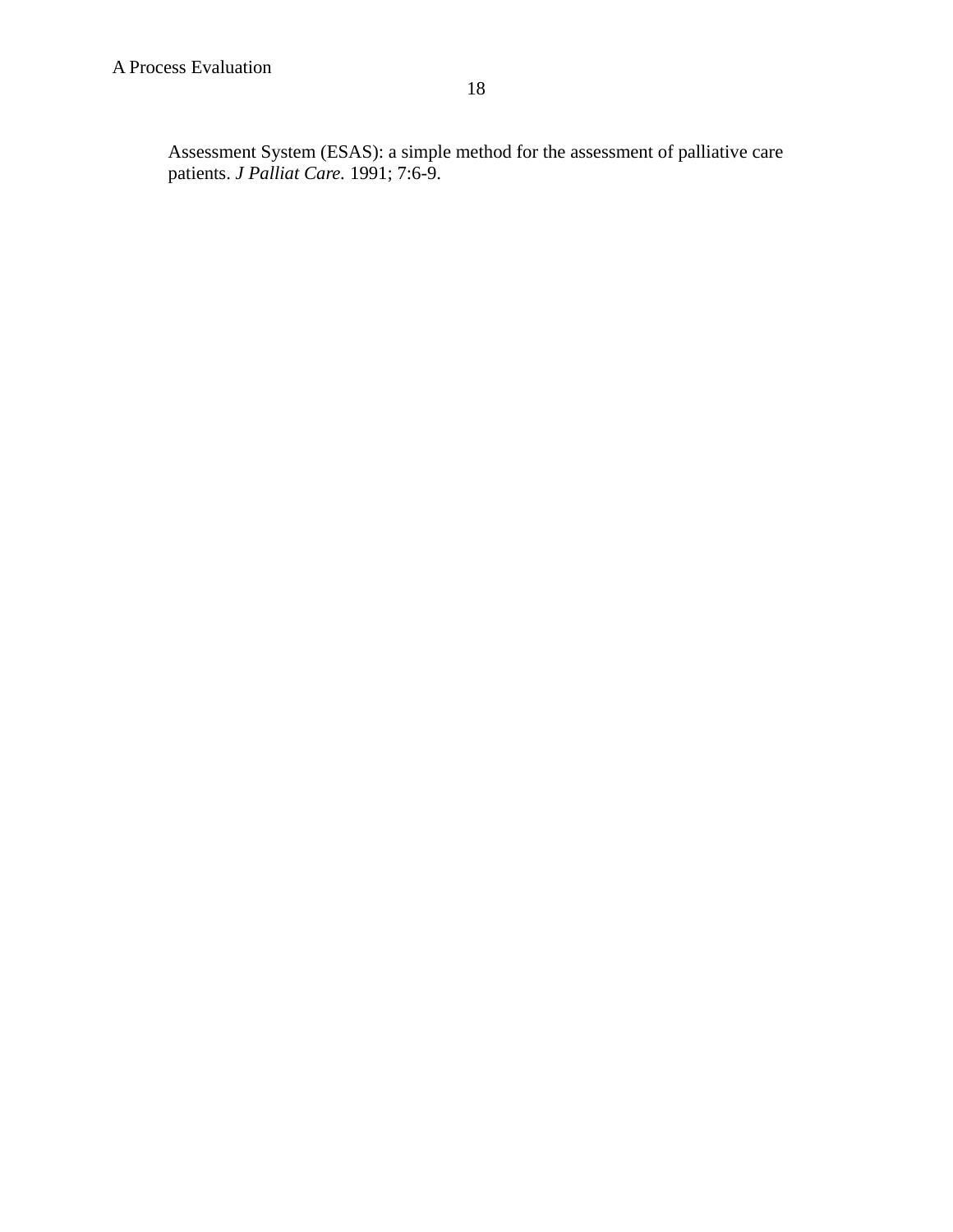Assessment System (ESAS): a simple method for the assessment of palliative care patients. *J Palliat Care.* 1991; 7:6-9.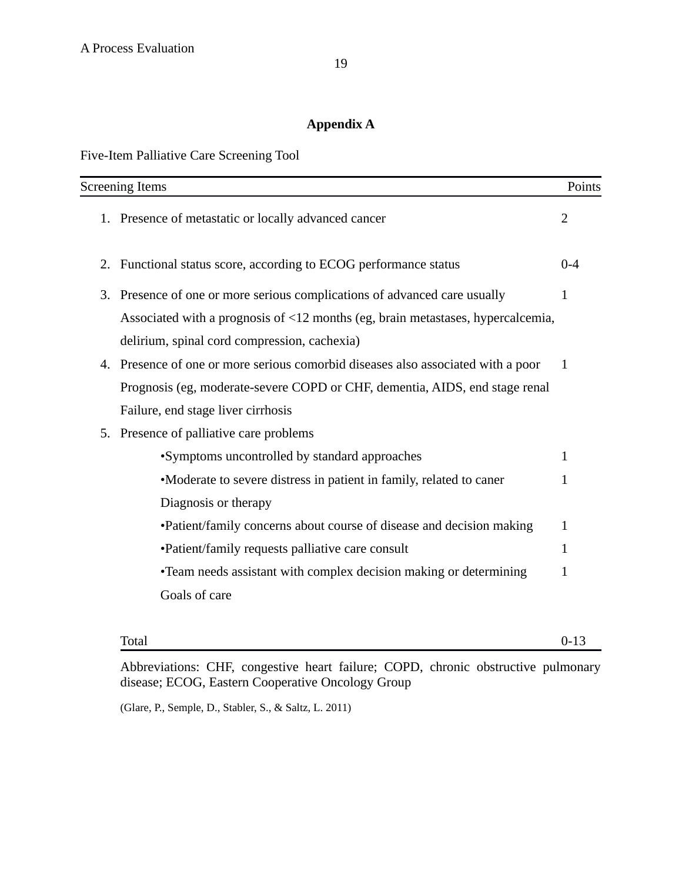**Appendix A**

Five-Item Palliative Care Screening Tool

| Screening Items | Points |
| --- | --- |
| 1. Presence of metastatic or locally advanced cancer | 2 |
| 2. Functional status score, according to ECOG performance status | 0-4 |
| 3. Presence of one or more serious complications of advanced care usually Associated with a prognosis of <12 months (eg, brain metastases, hypercalcemia, delirium, spinal cord compression, cachexia) | 1 |
| 4. Presence of one or more serious comorbid diseases also associated with a poor Prognosis (eg, moderate-severe COPD or CHF, dementia, AIDS, end stage renal Failure, end stage liver cirrhosis | 1 |
| 5. Presence of palliative care problems | |
| •Symptoms uncontrolled by standard approaches | 1 |
| •Moderate to severe distress in patient in family, related to caner Diagnosis or therapy | 1 |
| •Patient/family concerns about course of disease and decision making | 1 |
| •Patient/family requests palliative care consult | 1 |
| •Team needs assistant with complex decision making or determining Goals of care | 1 |
| Total | 0-13 |

Abbreviations: CHF, congestive heart failure; COPD, chronic obstructive pulmonary disease; ECOG, Eastern Cooperative Oncology Group

(Glare, P., Semple, D., Stabler, S., & Saltz, L. 2011)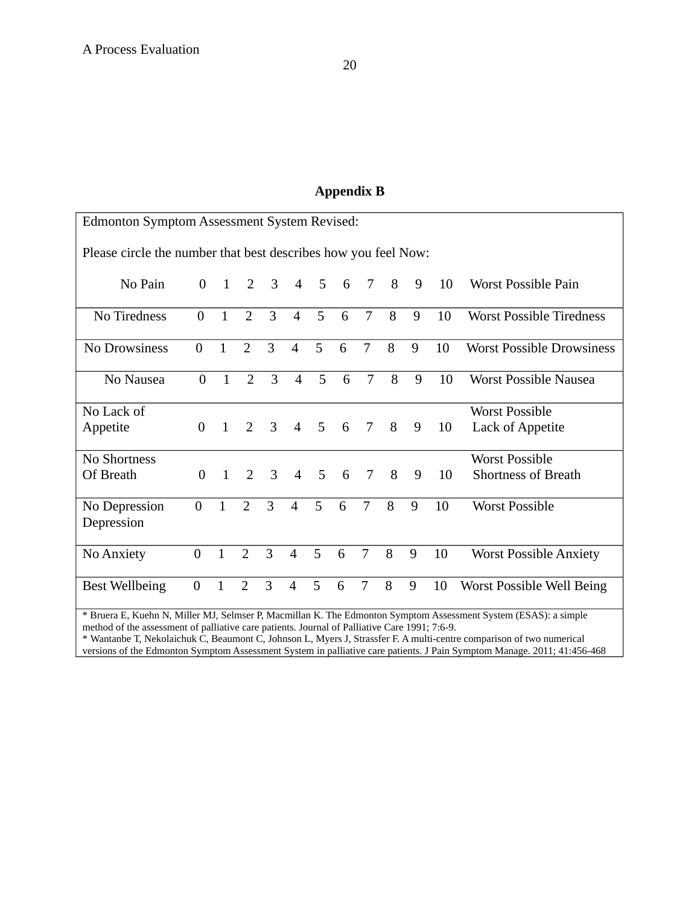## Appendix B

Edmonton Symptom Assessment System Revised:

Please circle the number that best describes how you feel Now:

| | | | | | | | | | | | | |
|---|---|---|---|---|---|---|---|---|---|---|---|---|
| No Pain | 0 | 1 | 2 | 3 | 4 | 5 | 6 | 7 | 8 | 9 | 10 | Worst Possible Pain |
| No Tiredness | 0 | 1 | 2 | 3 | 4 | 5 | 6 | 7 | 8 | 9 | 10 | Worst Possible Tiredness |
| No Drowsiness | 0 | 1 | 2 | 3 | 4 | 5 | 6 | 7 | 8 | 9 | 10 | Worst Possible Drowsiness |
| No Nausea | 0 | 1 | 2 | 3 | 4 | 5 | 6 | 7 | 8 | 9 | 10 | Worst Possible Nausea |
| No Lack of Appetite | 0 | 1 | 2 | 3 | 4 | 5 | 6 | 7 | 8 | 9 | 10 | Worst Possible Lack of Appetite |
| No Shortness Of Breath | 0 | 1 | 2 | 3 | 4 | 5 | 6 | 7 | 8 | 9 | 10 | Worst Possible Shortness of Breath |
| No Depression | 0 | 1 | 2 | 3 | 4 | 5 | 6 | 7 | 8 | 9 | 10 | Worst Possible Depression |
| No Anxiety | 0 | 1 | 2 | 3 | 4 | 5 | 6 | 7 | 8 | 9 | 10 | Worst Possible Anxiety |
| Best Wellbeing | 0 | 1 | 2 | 3 | 4 | 5 | 6 | 7 | 8 | 9 | 10 | Worst Possible Well Being |

* Bruera E, Kuehn N, Miller MJ, Selmser P, Macmillan K. The Edmonton Symptom Assessment System (ESAS): a simple method of the assessment of palliative care patients. Journal of Palliative Care 1991; 7:6-9.
* Wantanbe T, Nekolaichuk C, Beaumont C, Johnson L, Myers J, Strassfer F. A multi-centre comparison of two numerical versions of the Edmonton Symptom Assessment System in palliative care patients. J Pain Symptom Manage. 2011; 41:456-468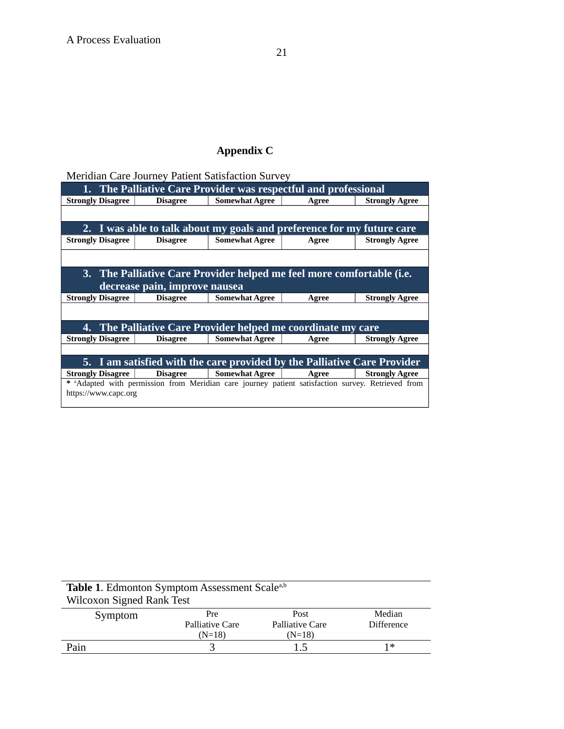## Appendix C

Meridian Care Journey Patient Satisfaction Survey

| 1. The Palliative Care Provider was respectful and professional | | | | |
|---|---|---|---|---|
| Strongly Disagree | Disagree | Somewhat Agree | Agree | Strongly Agree |
| | | | | |
| **2. I was able to talk about my goals and preference for my future care** | | | | |
| Strongly Disagree | Disagree | Somewhat Agree | Agree | Strongly Agree |
| | | | | |
| **3. The Palliative Care Provider helped me feel more comfortable (i.e. decrease pain, improve nausea** | | | | |
| Strongly Disagree | Disagree | Somewhat Agree | Agree | Strongly Agree |
| | | | | |
| **4. The Palliative Care Provider helped me coordinate my care** | | | | |
| Strongly Disagree | Disagree | Somewhat Agree | Agree | Strongly Agree |
| | | | | |
| **5. I am satisfied with the care provided by the Palliative Care Provider** | | | | |
| Strongly Disagree | Disagree | Somewhat Agree | Agree | Strongly Agree |

* [a]Adapted with permission from Meridian care journey patient satisfaction survey. Retrieved from https://www.capc.org

**Table 1**. Edmonton Symptom Assessment Scale[a,b]
Wilcoxon Signed Rank Test

| Symptom | Pre Palliative Care (N=18) | Post Palliative Care (N=18) | Median Difference |
|---|---|---|---|
| Pain | 3 | 1.5 | 1* |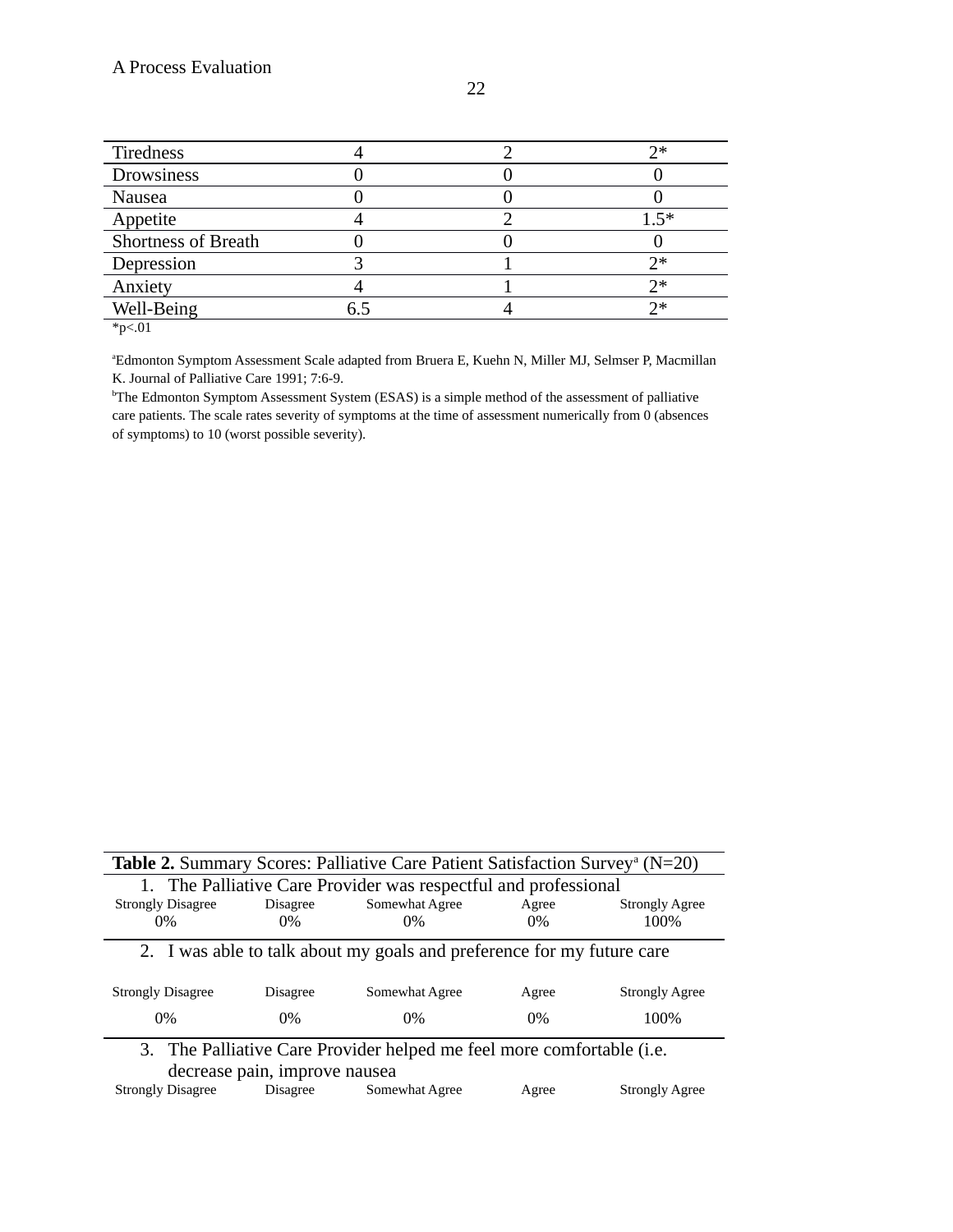| | | | |
|---|---|---|---|
| Tiredness | 4 | 2 | 2* |
| Drowsiness | 0 | 0 | 0 |
| Nausea | 0 | 0 | 0 |
| Appetite | 4 | 2 | 1.5* |
| Shortness of Breath | 0 | 0 | 0 |
| Depression | 3 | 1 | 2* |
| Anxiety | 4 | 1 | 2* |
| Well-Being | 6.5 | 4 | 2* |

*p<.01

[a]Edmonton Symptom Assessment Scale adapted from Bruera E, Kuehn N, Miller MJ, Selmser P, Macmillan K. Journal of Palliative Care 1991; 7:6-9.

[b]The Edmonton Symptom Assessment System (ESAS) is a simple method of the assessment of palliative care patients. The scale rates severity of symptoms at the time of assessment numerically from 0 (absences of symptoms) to 10 (worst possible severity).

**Table 2.** Summary Scores: Palliative Care Patient Satisfaction Survey[a] (N=20)

| 1. The Palliative Care Provider was respectful and professional | | | | |
|---|---|---|---|---|
| Strongly Disagree | Disagree | Somewhat Agree | Agree | Strongly Agree |
| 0% | 0% | 0% | 0% | 100% |
| **2. I was able to talk about my goals and preference for my future care** | | | | |
| Strongly Disagree | Disagree | Somewhat Agree | Agree | Strongly Agree |
| 0% | 0% | 0% | 0% | 100% |
| **3. The Palliative Care Provider helped me feel more comfortable (i.e. decrease pain, improve nausea** | | | | |
| Strongly Disagree | Disagree | Somewhat Agree | Agree | Strongly Agree |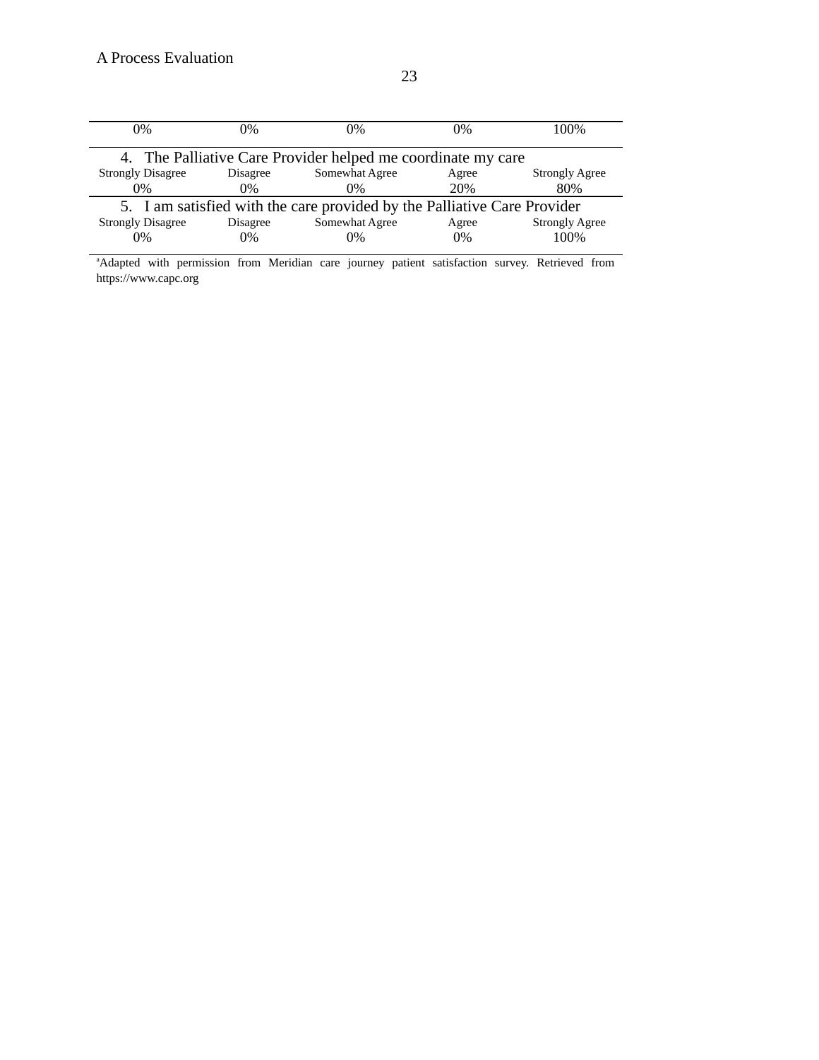| | | | | |
|---|---|---|---|---|
| 0% | 0% | 0% | 0% | 100% |
| 4. The Palliative Care Provider helped me coordinate my care | | | | |
| Strongly Disagree | Disagree | Somewhat Agree | Agree | Strongly Agree |
| 0% | 0% | 0% | 20% | 80% |
| 5. I am satisfied with the care provided by the Palliative Care Provider | | | | |
| Strongly Disagree | Disagree | Somewhat Agree | Agree | Strongly Agree |
| 0% | 0% | 0% | 0% | 100% |

[a]Adapted with permission from Meridian care journey patient satisfaction survey. Retrieved from https://www.capc.org